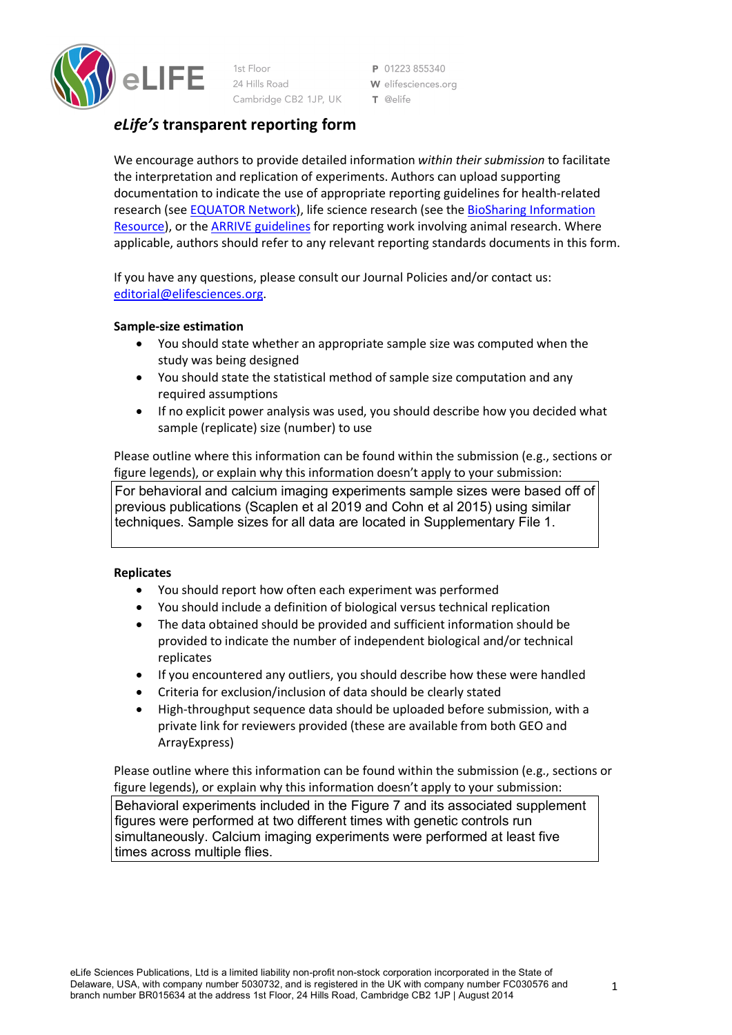1st Floor
24 Hills Road
Cambridge CB2 1JP, UK

**P** 01223 855340
**W** elifesciences.org
**T** @elife

# *eLife's* transparent reporting form

We encourage authors to provide detailed information *within their submission* to facilitate the interpretation and replication of experiments. Authors can upload supporting documentation to indicate the use of appropriate reporting guidelines for health-related research (see EQUATOR Network), life science research (see the BioSharing Information Resource), or the ARRIVE guidelines for reporting work involving animal research. Where applicable, authors should refer to any relevant reporting standards documents in this form.

If you have any questions, please consult our Journal Policies and/or contact us: editorial@elifesciences.org.

**Sample-size estimation**

- You should state whether an appropriate sample size was computed when the study was being designed
- You should state the statistical method of sample size computation and any required assumptions
- If no explicit power analysis was used, you should describe how you decided what sample (replicate) size (number) to use

Please outline where this information can be found within the submission (e.g., sections or figure legends), or explain why this information doesn't apply to your submission:

For behavioral and calcium imaging experiments sample sizes were based off of previous publications (Scaplen et al 2019 and Cohn et al 2015) using similar techniques. Sample sizes for all data are located in Supplementary File 1.

**Replicates**

- You should report how often each experiment was performed
- You should include a definition of biological versus technical replication
- The data obtained should be provided and sufficient information should be provided to indicate the number of independent biological and/or technical replicates
- If you encountered any outliers, you should describe how these were handled
- Criteria for exclusion/inclusion of data should be clearly stated
- High-throughput sequence data should be uploaded before submission, with a private link for reviewers provided (these are available from both GEO and ArrayExpress)

Please outline where this information can be found within the submission (e.g., sections or figure legends), or explain why this information doesn't apply to your submission:

Behavioral experiments included in the Figure 7 and its associated supplement figures were performed at two different times with genetic controls run simultaneously. Calcium imaging experiments were performed at least five times across multiple flies.

eLife Sciences Publications, Ltd is a limited liability non-profit non-stock corporation incorporated in the State of Delaware, USA, with company number 5030732, and is registered in the UK with company number FC030576 and branch number BR015634 at the address 1st Floor, 24 Hills Road, Cambridge CB2 1JP | August 2014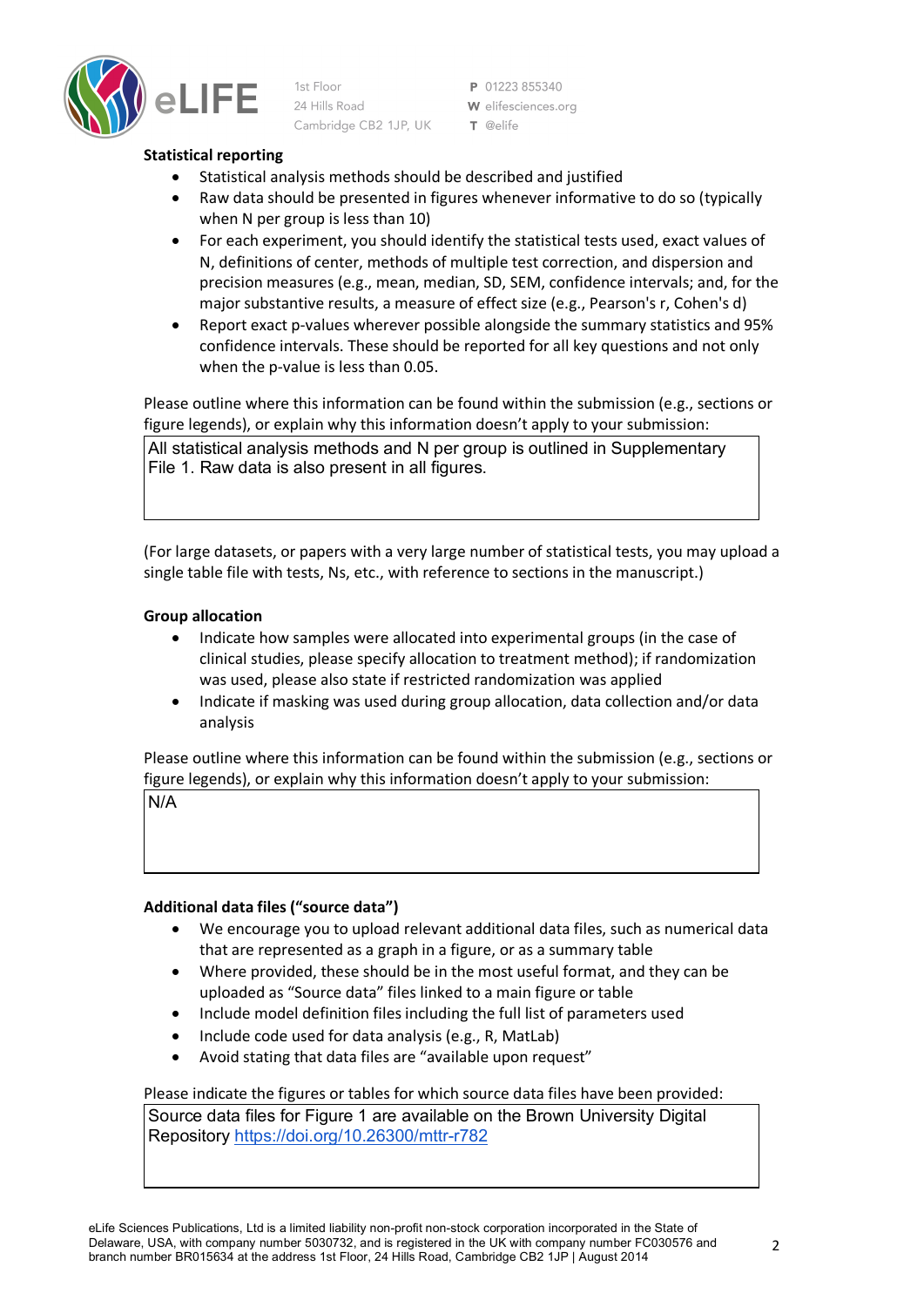**Statistical reporting**

- Statistical analysis methods should be described and justified
- Raw data should be presented in figures whenever informative to do so (typically when N per group is less than 10)
- For each experiment, you should identify the statistical tests used, exact values of N, definitions of center, methods of multiple test correction, and dispersion and precision measures (e.g., mean, median, SD, SEM, confidence intervals; and, for the major substantive results, a measure of effect size (e.g., Pearson's r, Cohen's d)
- Report exact p-values wherever possible alongside the summary statistics and 95% confidence intervals. These should be reported for all key questions and not only when the p-value is less than 0.05.

Please outline where this information can be found within the submission (e.g., sections or figure legends), or explain why this information doesn't apply to your submission:

All statistical analysis methods and N per group is outlined in Supplementary File 1. Raw data is also present in all figures.

(For large datasets, or papers with a very large number of statistical tests, you may upload a single table file with tests, Ns, etc., with reference to sections in the manuscript.)

**Group allocation**

- Indicate how samples were allocated into experimental groups (in the case of clinical studies, please specify allocation to treatment method); if randomization was used, please also state if restricted randomization was applied
- Indicate if masking was used during group allocation, data collection and/or data analysis

Please outline where this information can be found within the submission (e.g., sections or figure legends), or explain why this information doesn't apply to your submission:

N/A

**Additional data files ("source data")**

- We encourage you to upload relevant additional data files, such as numerical data that are represented as a graph in a figure, or as a summary table
- Where provided, these should be in the most useful format, and they can be uploaded as "Source data" files linked to a main figure or table
- Include model definition files including the full list of parameters used
- Include code used for data analysis (e.g., R, MatLab)
- Avoid stating that data files are "available upon request"

Please indicate the figures or tables for which source data files have been provided:

Source data files for Figure 1 are available on the Brown University Digital Repository https://doi.org/10.26300/mttr-r782